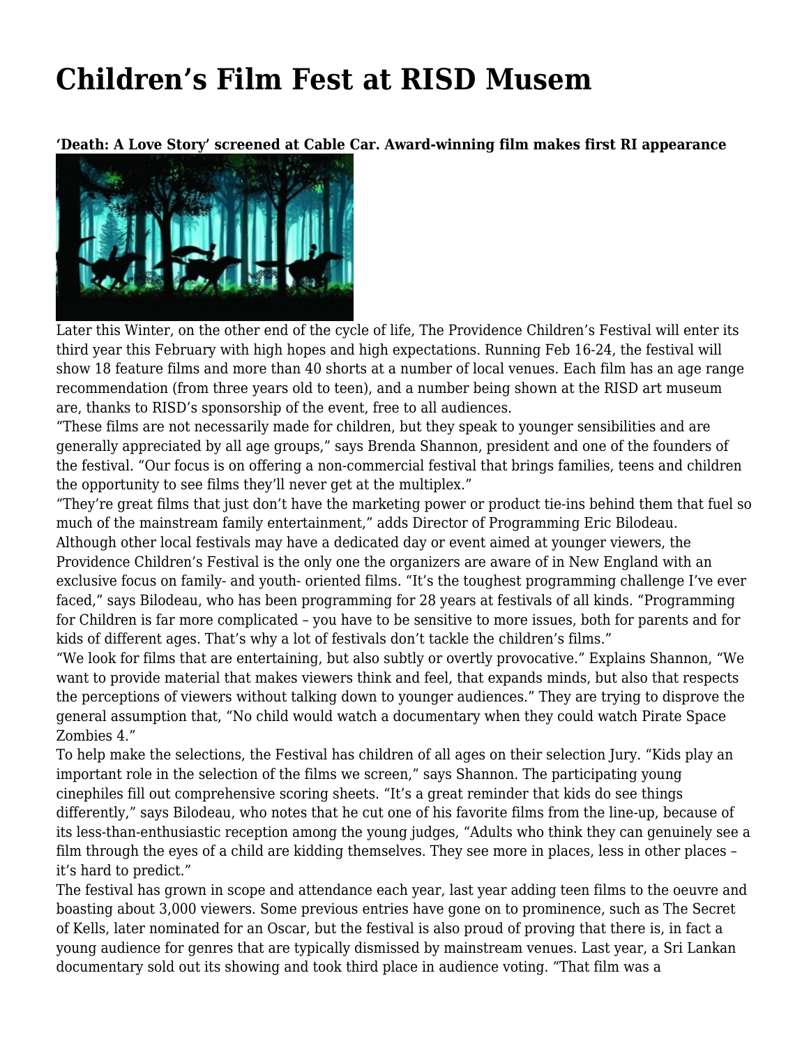# Children's Film Fest at RISD Musem

**'Death: A Love Story' screened at Cable Car. Award-winning film makes first RI appearance**

Later this Winter, on the other end of the cycle of life, The Providence Children's Festival will enter its third year this February with high hopes and high expectations. Running Feb 16-24, the festival will show 18 feature films and more than 40 shorts at a number of local venues. Each film has an age range recommendation (from three years old to teen), and a number being shown at the RISD art museum are, thanks to RISD's sponsorship of the event, free to all audiences.

"These films are not necessarily made for children, but they speak to younger sensibilities and are generally appreciated by all age groups," says Brenda Shannon, president and one of the founders of the festival. "Our focus is on offering a non-commercial festival that brings families, teens and children the opportunity to see films they'll never get at the multiplex."

"They're great films that just don't have the marketing power or product tie-ins behind them that fuel so much of the mainstream family entertainment," adds Director of Programming Eric Bilodeau.

Although other local festivals may have a dedicated day or event aimed at younger viewers, the Providence Children's Festival is the only one the organizers are aware of in New England with an exclusive focus on family- and youth- oriented films. "It's the toughest programming challenge I've ever faced," says Bilodeau, who has been programming for 28 years at festivals of all kinds. "Programming for Children is far more complicated – you have to be sensitive to more issues, both for parents and for kids of different ages. That's why a lot of festivals don't tackle the children's films."

"We look for films that are entertaining, but also subtly or overtly provocative." Explains Shannon, "We want to provide material that makes viewers think and feel, that expands minds, but also that respects the perceptions of viewers without talking down to younger audiences." They are trying to disprove the general assumption that, "No child would watch a documentary when they could watch Pirate Space Zombies 4."

To help make the selections, the Festival has children of all ages on their selection Jury. "Kids play an important role in the selection of the films we screen," says Shannon. The participating young cinephiles fill out comprehensive scoring sheets. "It's a great reminder that kids do see things differently," says Bilodeau, who notes that he cut one of his favorite films from the line-up, because of its less-than-enthusiastic reception among the young judges, "Adults who think they can genuinely see a film through the eyes of a child are kidding themselves. They see more in places, less in other places – it's hard to predict."

The festival has grown in scope and attendance each year, last year adding teen films to the oeuvre and boasting about 3,000 viewers. Some previous entries have gone on to prominence, such as The Secret of Kells, later nominated for an Oscar, but the festival is also proud of proving that there is, in fact a young audience for genres that are typically dismissed by mainstream venues. Last year, a Sri Lankan documentary sold out its showing and took third place in audience voting. "That film was a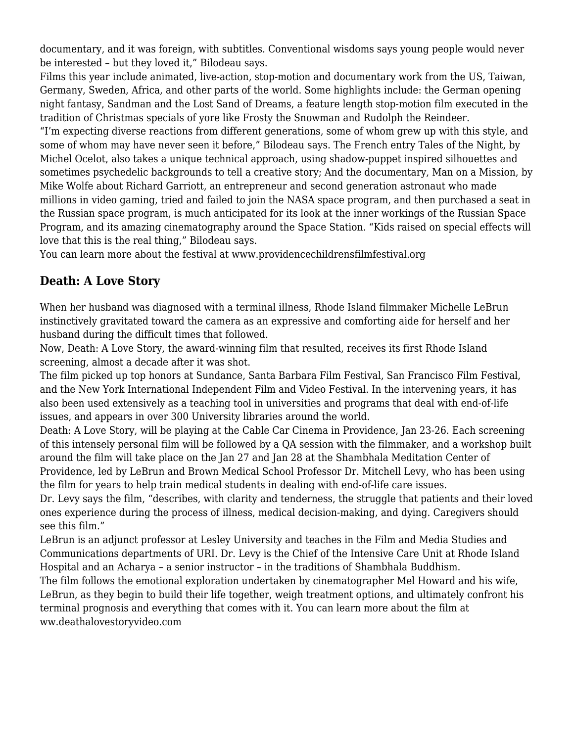documentary, and it was foreign, with subtitles. Conventional wisdoms says young people would never be interested – but they loved it," Bilodeau says.

Films this year include animated, live-action, stop-motion and documentary work from the US, Taiwan, Germany, Sweden, Africa, and other parts of the world. Some highlights include: the German opening night fantasy, Sandman and the Lost Sand of Dreams, a feature length stop-motion film executed in the tradition of Christmas specials of yore like Frosty the Snowman and Rudolph the Reindeer.

"I'm expecting diverse reactions from different generations, some of whom grew up with this style, and some of whom may have never seen it before," Bilodeau says. The French entry Tales of the Night, by Michel Ocelot, also takes a unique technical approach, using shadow-puppet inspired silhouettes and sometimes psychedelic backgrounds to tell a creative story; And the documentary, Man on a Mission, by Mike Wolfe about Richard Garriott, an entrepreneur and second generation astronaut who made millions in video gaming, tried and failed to join the NASA space program, and then purchased a seat in the Russian space program, is much anticipated for its look at the inner workings of the Russian Space Program, and its amazing cinematography around the Space Station. "Kids raised on special effects will love that this is the real thing," Bilodeau says.

You can learn more about the festival at www.providencechildrensfilmfestival.org

## Death: A Love Story

When her husband was diagnosed with a terminal illness, Rhode Island filmmaker Michelle LeBrun instinctively gravitated toward the camera as an expressive and comforting aide for herself and her husband during the difficult times that followed.

Now, Death: A Love Story, the award-winning film that resulted, receives its first Rhode Island screening, almost a decade after it was shot.

The film picked up top honors at Sundance, Santa Barbara Film Festival, San Francisco Film Festival, and the New York International Independent Film and Video Festival. In the intervening years, it has also been used extensively as a teaching tool in universities and programs that deal with end-of-life issues, and appears in over 300 University libraries around the world.

Death: A Love Story, will be playing at the Cable Car Cinema in Providence, Jan 23-26. Each screening of this intensely personal film will be followed by a QA session with the filmmaker, and a workshop built around the film will take place on the Jan 27 and Jan 28 at the Shambhala Meditation Center of Providence, led by LeBrun and Brown Medical School Professor Dr. Mitchell Levy, who has been using the film for years to help train medical students in dealing with end-of-life care issues.

Dr. Levy says the film, "describes, with clarity and tenderness, the struggle that patients and their loved ones experience during the process of illness, medical decision-making, and dying. Caregivers should see this film."

LeBrun is an adjunct professor at Lesley University and teaches in the Film and Media Studies and Communications departments of URI. Dr. Levy is the Chief of the Intensive Care Unit at Rhode Island Hospital and an Acharya – a senior instructor – in the traditions of Shambhala Buddhism.

The film follows the emotional exploration undertaken by cinematographer Mel Howard and his wife, LeBrun, as they begin to build their life together, weigh treatment options, and ultimately confront his terminal prognosis and everything that comes with it. You can learn more about the film at ww.deathalovestoryvideo.com